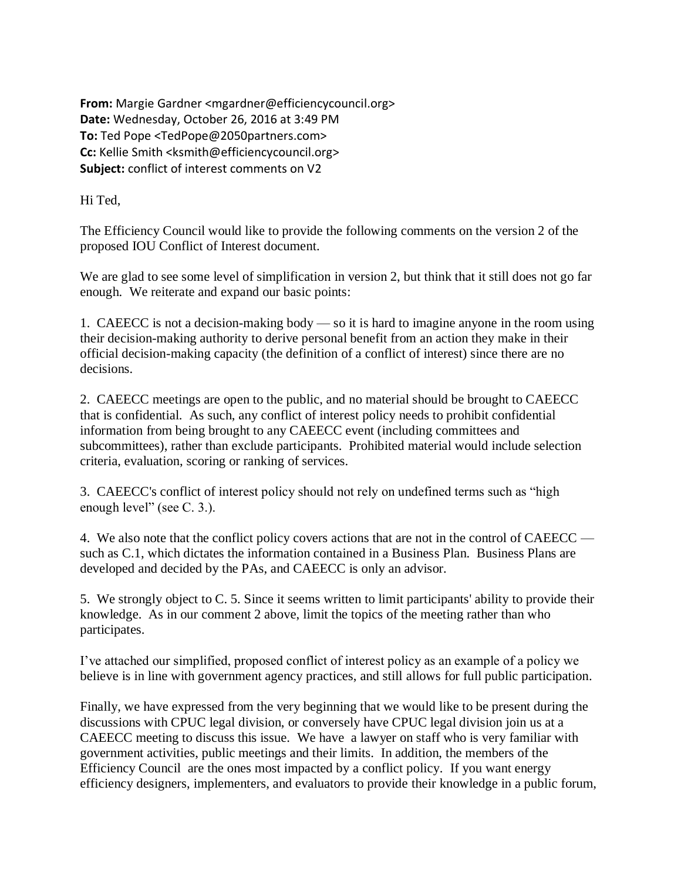**From:** Margie Gardner <mgardner@efficiencycouncil.org>
**Date:** Wednesday, October 26, 2016 at 3:49 PM
**To:** Ted Pope <TedPope@2050partners.com>
**Cc:** Kellie Smith <ksmith@efficiencycouncil.org>
**Subject:** conflict of interest comments on V2

Hi Ted,

The Efficiency Council would like to provide the following comments on the version 2 of the proposed IOU Conflict of Interest document.

We are glad to see some level of simplification in version 2, but think that it still does not go far enough. We reiterate and expand our basic points:

1. CAEECC is not a decision-making body — so it is hard to imagine anyone in the room using their decision-making authority to derive personal benefit from an action they make in their official decision-making capacity (the definition of a conflict of interest) since there are no decisions.

2. CAEECC meetings are open to the public, and no material should be brought to CAEECC that is confidential. As such, any conflict of interest policy needs to prohibit confidential information from being brought to any CAEECC event (including committees and subcommittees), rather than exclude participants. Prohibited material would include selection criteria, evaluation, scoring or ranking of services.

3. CAEECC's conflict of interest policy should not rely on undefined terms such as "high enough level" (see C. 3.).

4. We also note that the conflict policy covers actions that are not in the control of CAEECC — such as C.1, which dictates the information contained in a Business Plan. Business Plans are developed and decided by the PAs, and CAEECC is only an advisor.

5. We strongly object to C. 5. Since it seems written to limit participants' ability to provide their knowledge. As in our comment 2 above, limit the topics of the meeting rather than who participates.

I've attached our simplified, proposed conflict of interest policy as an example of a policy we believe is in line with government agency practices, and still allows for full public participation.

Finally, we have expressed from the very beginning that we would like to be present during the discussions with CPUC legal division, or conversely have CPUC legal division join us at a CAEECC meeting to discuss this issue. We have a lawyer on staff who is very familiar with government activities, public meetings and their limits. In addition, the members of the Efficiency Council are the ones most impacted by a conflict policy. If you want energy efficiency designers, implementers, and evaluators to provide their knowledge in a public forum,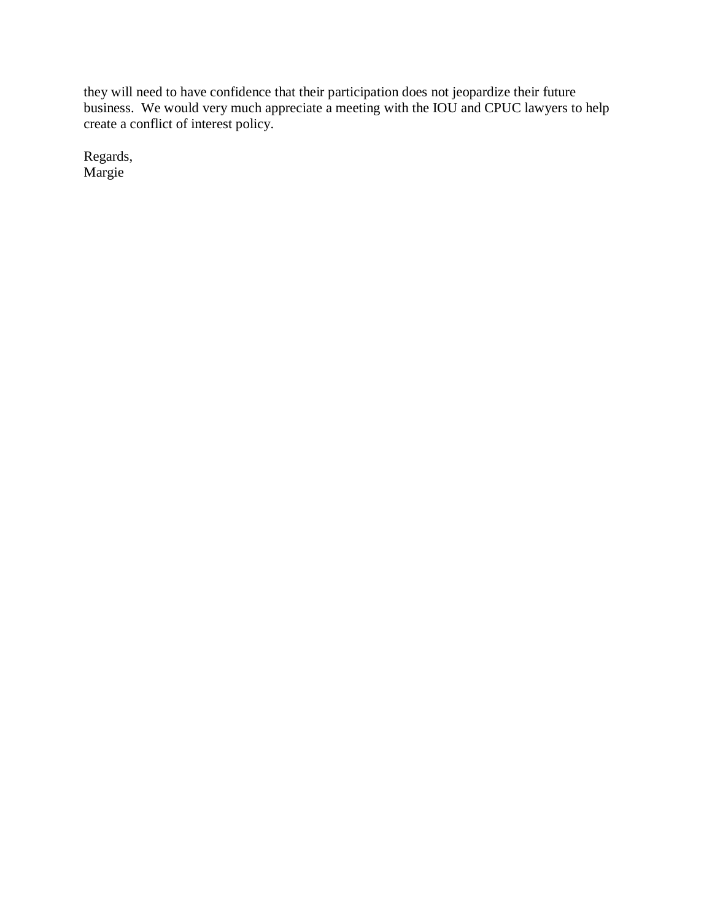they will need to have confidence that their participation does not jeopardize their future business. We would very much appreciate a meeting with the IOU and CPUC lawyers to help create a conflict of interest policy.

Regards,
Margie